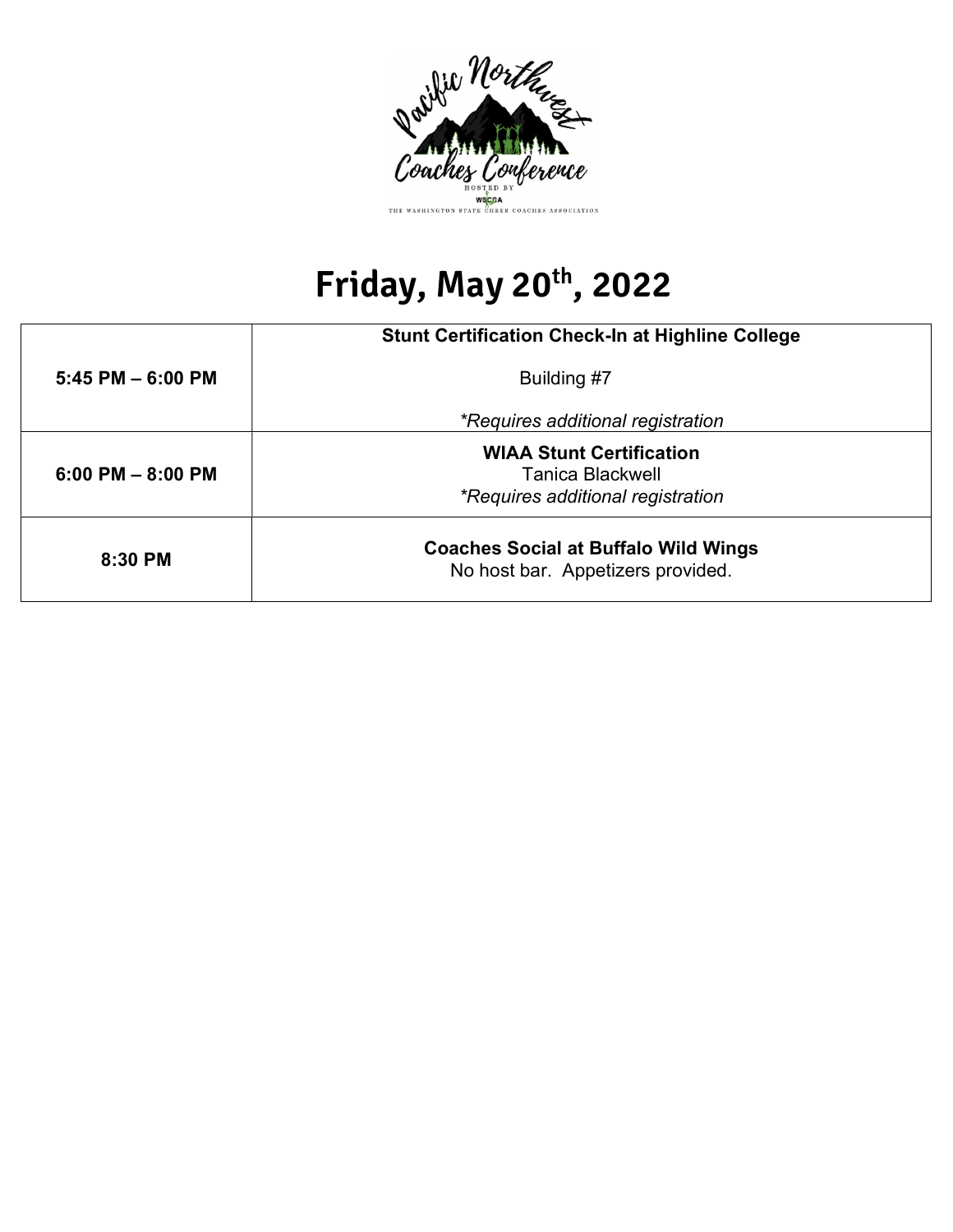Pacific Northwest Coaches Conference

HOSTED BY WSCCA THE WASHINGTON STATE CHEER COACHES ASSOCIATION

# Friday, May 20th, 2022

| Time | Event |
|---|---|
| **5:45 PM – 6:00 PM** | **Stunt Certification Check-In at Highline College**<br>Building #7<br>*\*Requires additional registration* |
| **6:00 PM – 8:00 PM** | **WIAA Stunt Certification**<br>Tanica Blackwell<br>*\*Requires additional registration* |
| **8:30 PM** | **Coaches Social at Buffalo Wild Wings**<br>No host bar. Appetizers provided. |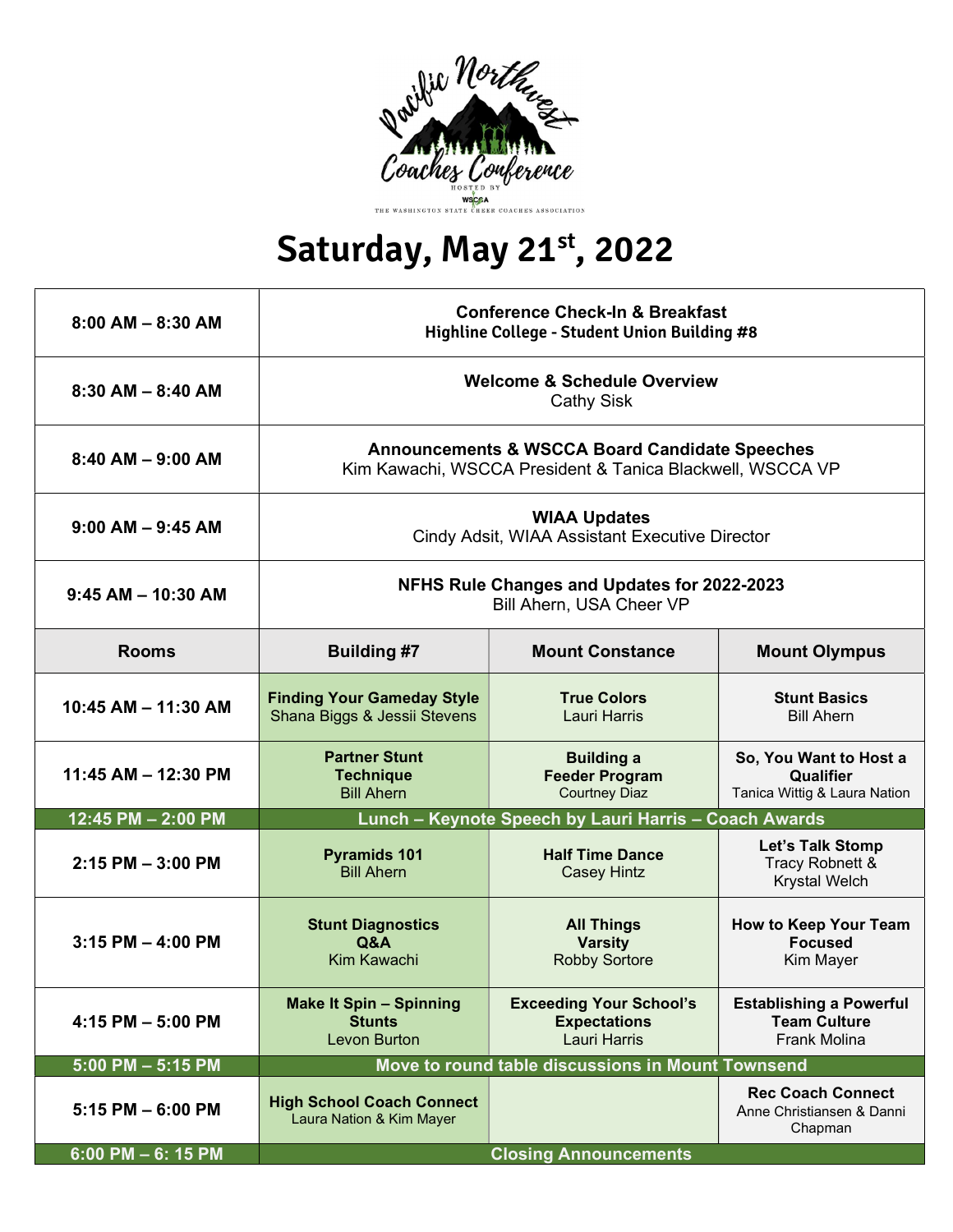Pacific Northwest Coaches Conference

HOSTED BY WSCCA

THE WASHINGTON STATE CHEER COACHES ASSOCIATION

# Saturday, May 21st, 2022

| | | | |
|---|---|---|---|
| 8:00 AM – 8:30 AM | **Conference Check-In & Breakfast**<br>**Highline College - Student Union Building #8** | | |
| 8:30 AM – 8:40 AM | **Welcome & Schedule Overview**<br>Cathy Sisk | | |
| 8:40 AM – 9:00 AM | **Announcements & WSCCA Board Candidate Speeches**<br>Kim Kawachi, WSCCA President & Tanica Blackwell, WSCCA VP | | |
| 9:00 AM – 9:45 AM | **WIAA Updates**<br>Cindy Adsit, WIAA Assistant Executive Director | | |
| 9:45 AM – 10:30 AM | **NFHS Rule Changes and Updates for 2022-2023**<br>Bill Ahern, USA Cheer VP | | |
| **Rooms** | **Building #7** | **Mount Constance** | **Mount Olympus** |
| 10:45 AM – 11:30 AM | **Finding Your Gameday Style**<br>Shana Biggs & Jessii Stevens | **True Colors**<br>Lauri Harris | **Stunt Basics**<br>Bill Ahern |
| 11:45 AM – 12:30 PM | **Partner Stunt Technique**<br>Bill Ahern | **Building a Feeder Program**<br>Courtney Diaz | **So, You Want to Host a Qualifier**<br>Tanica Wittig & Laura Nation |
| 12:45 PM – 2:00 PM | **Lunch – Keynote Speech by Lauri Harris – Coach Awards** | | |
| 2:15 PM – 3:00 PM | **Pyramids 101**<br>Bill Ahern | **Half Time Dance**<br>Casey Hintz | **Let's Talk Stomp**<br>Tracy Robnett & Krystal Welch |
| 3:15 PM – 4:00 PM | **Stunt Diagnostics Q&A**<br>Kim Kawachi | **All Things Varsity**<br>Robby Sortore | **How to Keep Your Team Focused**<br>Kim Mayer |
| 4:15 PM – 5:00 PM | **Make It Spin – Spinning Stunts**<br>Levon Burton | **Exceeding Your School's Expectations**<br>Lauri Harris | **Establishing a Powerful Team Culture**<br>Frank Molina |
| 5:00 PM – 5:15 PM | **Move to round table discussions in Mount Townsend** | | |
| 5:15 PM – 6:00 PM | **High School Coach Connect**<br>Laura Nation & Kim Mayer | | **Rec Coach Connect**<br>Anne Christiansen & Danni Chapman |
| 6:00 PM – 6: 15 PM | **Closing Announcements** | | |